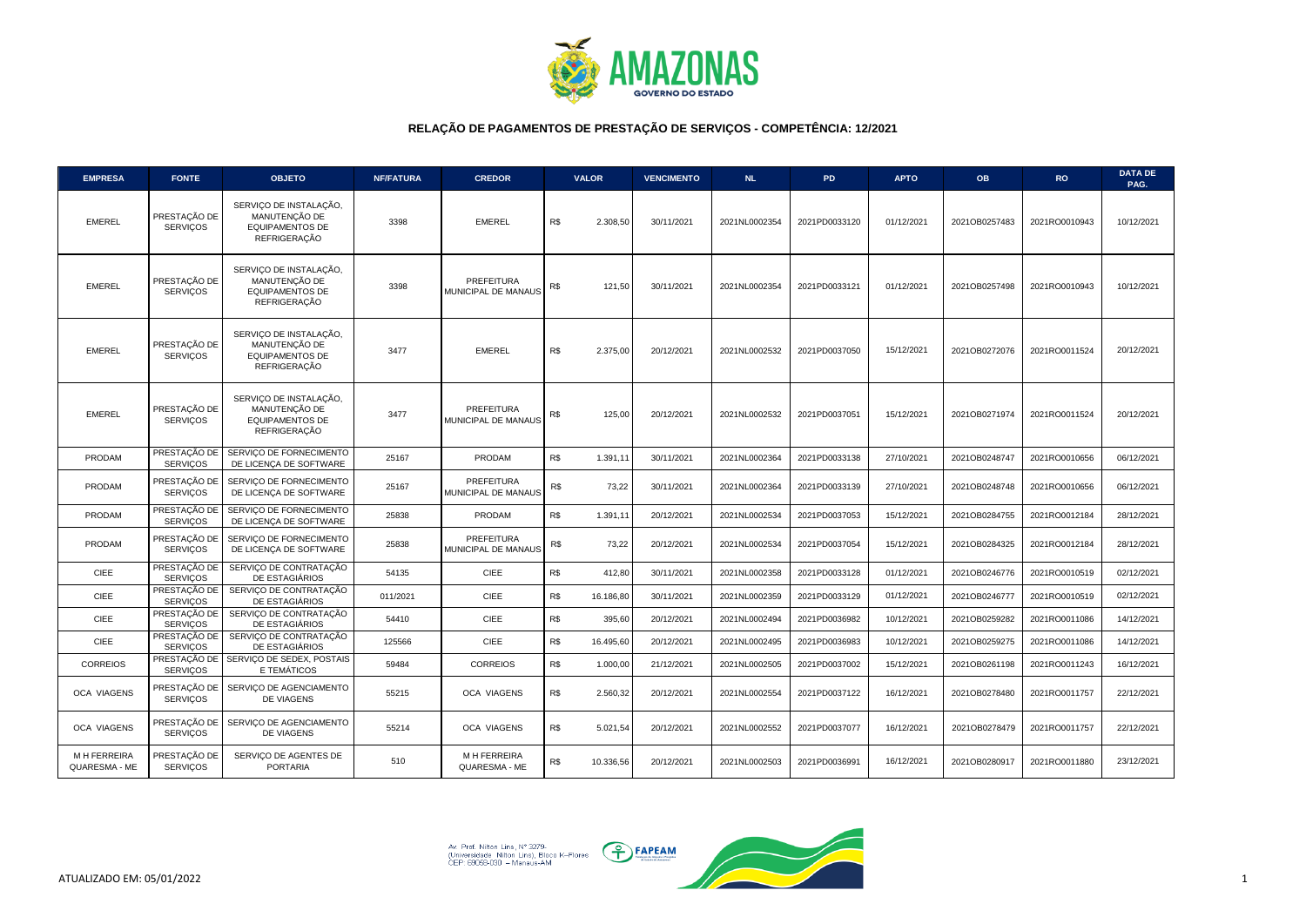# RELAÇÃO DE PAGAMENTOS DE PRESTAÇÃO DE SERVIÇOS - COMPETÊNCIA: 12/2021

| EMPRESA | FONTE | OBJETO | NF/FATURA | CREDOR | VALOR | VENCIMENTO | NL | PD | APTO | OB | RO | DATA DE PAG. |
|---|---|---|---|---|---|---|---|---|---|---|---|---|
| EMEREL | PRESTAÇÃO DE SERVIÇOS | SERVIÇO DE INSTALAÇÃO, MANUTENÇÃO DE EQUIPAMENTOS DE REFRIGERAÇÃO | 3398 | EMEREL | R$ 2.308,50 | 30/11/2021 | 2021NL0002354 | 2021PD0033120 | 01/12/2021 | 2021OB0257483 | 2021RO0010943 | 10/12/2021 |
| EMEREL | PRESTAÇÃO DE SERVIÇOS | SERVIÇO DE INSTALAÇÃO, MANUTENÇÃO DE EQUIPAMENTOS DE REFRIGERAÇÃO | 3398 | PREFEITURA MUNICIPAL DE MANAUS | R$ 121,50 | 30/11/2021 | 2021NL0002354 | 2021PD0033121 | 01/12/2021 | 2021OB0257498 | 2021RO0010943 | 10/12/2021 |
| EMEREL | PRESTAÇÃO DE SERVIÇOS | SERVIÇO DE INSTALAÇÃO, MANUTENÇÃO DE EQUIPAMENTOS DE REFRIGERAÇÃO | 3477 | EMEREL | R$ 2.375,00 | 20/12/2021 | 2021NL0002532 | 2021PD0037050 | 15/12/2021 | 2021OB0272076 | 2021RO0011524 | 20/12/2021 |
| EMEREL | PRESTAÇÃO DE SERVIÇOS | SERVIÇO DE INSTALAÇÃO, MANUTENÇÃO DE EQUIPAMENTOS DE REFRIGERAÇÃO | 3477 | PREFEITURA MUNICIPAL DE MANAUS | R$ 125,00 | 20/12/2021 | 2021NL0002532 | 2021PD0037051 | 15/12/2021 | 2021OB0271974 | 2021RO0011524 | 20/12/2021 |
| PRODAM | PRESTAÇÃO DE SERVIÇOS | SERVIÇO DE FORNECIMENTO DE LICENÇA DE SOFTWARE | 25167 | PRODAM | R$ 1.391,11 | 30/11/2021 | 2021NL0002364 | 2021PD0033138 | 27/10/2021 | 2021OB0248747 | 2021RO0010656 | 06/12/2021 |
| PRODAM | PRESTAÇÃO DE SERVIÇOS | SERVIÇO DE FORNECIMENTO DE LICENÇA DE SOFTWARE | 25167 | PREFEITURA MUNICIPAL DE MANAUS | R$ 73,22 | 30/11/2021 | 2021NL0002364 | 2021PD0033139 | 27/10/2021 | 2021OB0248748 | 2021RO0010656 | 06/12/2021 |
| PRODAM | PRESTAÇÃO DE SERVIÇOS | SERVIÇO DE FORNECIMENTO DE LICENÇA DE SOFTWARE | 25838 | PRODAM | R$ 1.391,11 | 20/12/2021 | 2021NL0002534 | 2021PD0037053 | 15/12/2021 | 2021OB0284755 | 2021RO0012184 | 28/12/2021 |
| PRODAM | PRESTAÇÃO DE SERVIÇOS | SERVIÇO DE FORNECIMENTO DE LICENÇA DE SOFTWARE | 25838 | PREFEITURA MUNICIPAL DE MANAUS | R$ 73,22 | 20/12/2021 | 2021NL0002534 | 2021PD0037054 | 15/12/2021 | 2021OB0284325 | 2021RO0012184 | 28/12/2021 |
| CIEE | PRESTAÇÃO DE SERVIÇOS | SERVIÇO DE CONTRATAÇÃO DE ESTAGIÁRIOS | 54135 | CIEE | R$ 412,80 | 30/11/2021 | 2021NL0002358 | 2021PD0033128 | 01/12/2021 | 2021OB0246776 | 2021RO0010519 | 02/12/2021 |
| CIEE | PRESTAÇÃO DE SERVIÇOS | SERVIÇO DE CONTRATAÇÃO DE ESTAGIÁRIOS | 011/2021 | CIEE | R$ 16.186,80 | 30/11/2021 | 2021NL0002359 | 2021PD0033129 | 01/12/2021 | 2021OB0246777 | 2021RO0010519 | 02/12/2021 |
| CIEE | PRESTAÇÃO DE SERVIÇOS | SERVIÇO DE CONTRATAÇÃO DE ESTAGIÁRIOS | 54410 | CIEE | R$ 395,60 | 20/12/2021 | 2021NL0002494 | 2021PD0036982 | 10/12/2021 | 2021OB0259282 | 2021RO0011086 | 14/12/2021 |
| CIEE | PRESTAÇÃO DE SERVIÇOS | SERVIÇO DE CONTRATAÇÃO DE ESTAGIÁRIOS | 125566 | CIEE | R$ 16.495,60 | 20/12/2021 | 2021NL0002495 | 2021PD0036983 | 10/12/2021 | 2021OB0259275 | 2021RO0011086 | 14/12/2021 |
| CORREIOS | PRESTAÇÃO DE SERVIÇOS | SERVIÇO DE SEDEX, POSTAIS E TEMÁTICOS | 59484 | CORREIOS | R$ 1.000,00 | 21/12/2021 | 2021NL0002505 | 2021PD0037002 | 15/12/2021 | 2021OB0261198 | 2021RO0011243 | 16/12/2021 |
| OCA VIAGENS | PRESTAÇÃO DE SERVIÇOS | SERVIÇO DE AGENCIAMENTO DE VIAGENS | 55215 | OCA VIAGENS | R$ 2.560,32 | 20/12/2021 | 2021NL0002554 | 2021PD0037122 | 16/12/2021 | 2021OB0278480 | 2021RO0011757 | 22/12/2021 |
| OCA VIAGENS | PRESTAÇÃO DE SERVIÇOS | SERVIÇO DE AGENCIAMENTO DE VIAGENS | 55214 | OCA VIAGENS | R$ 5.021,54 | 20/12/2021 | 2021NL0002552 | 2021PD0037077 | 16/12/2021 | 2021OB0278479 | 2021RO0011757 | 22/12/2021 |
| M H FERREIRA QUARESMA - ME | PRESTAÇÃO DE SERVIÇOS | SERVIÇO DE AGENTES DE PORTARIA | 510 | M H FERREIRA QUARESMA - ME | R$ 10.336,56 | 20/12/2021 | 2021NL0002503 | 2021PD0036991 | 16/12/2021 | 2021OB0280917 | 2021RO0011880 | 23/12/2021 |

ATUALIZADO EM: 05/01/2022

Av. Prof. Nilton Lins, Nº 3259- (Universidade Nilton Lins), Bloco K–Flores CEP: 69058-030 – Manaus-AM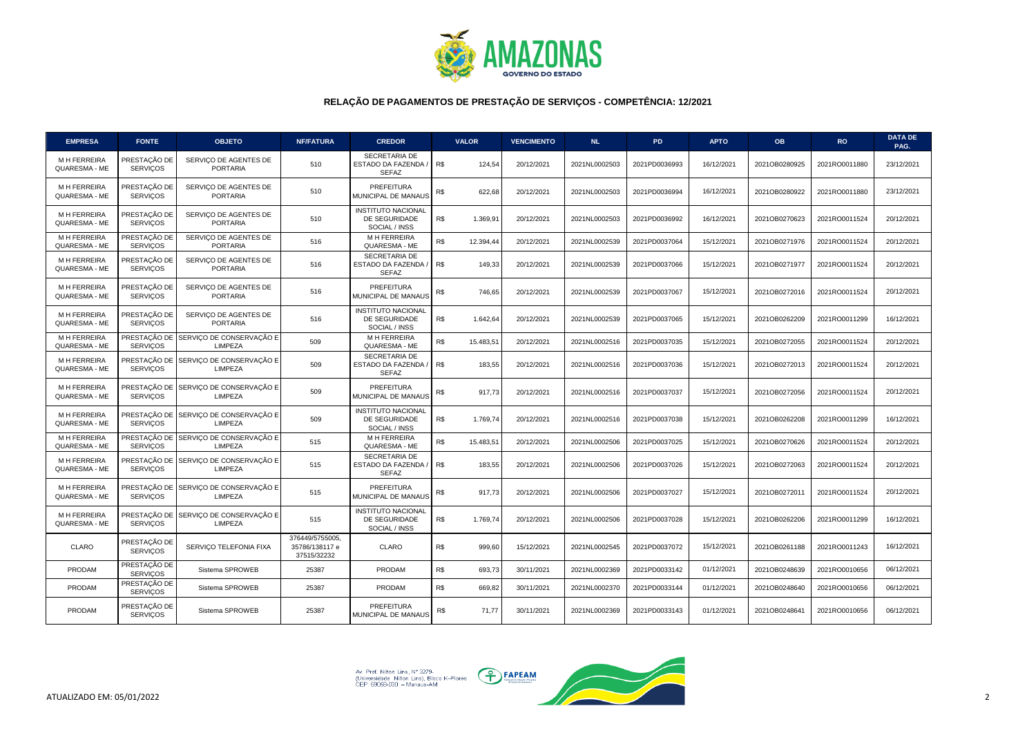## RELAÇÃO DE PAGAMENTOS DE PRESTAÇÃO DE SERVIÇOS - COMPETÊNCIA: 12/2021

| EMPRESA | FONTE | OBJETO | NF/FATURA | CREDOR | VALOR | VENCIMENTO | NL | PD | APTO | OB | RO | DATA DE PAG. |
|---|---|---|---|---|---|---|---|---|---|---|---|---|
| M H FERREIRA QUARESMA - ME | PRESTAÇÃO DE SERVIÇOS | SERVIÇO DE AGENTES DE PORTARIA | 510 | SECRETARIA DE ESTADO DA FAZENDA / SEFAZ | R$ 124,54 | 20/12/2021 | 2021NL0002503 | 2021PD0036993 | 16/12/2021 | 2021OB0280925 | 2021RO0011880 | 23/12/2021 |
| M H FERREIRA QUARESMA - ME | PRESTAÇÃO DE SERVIÇOS | SERVIÇO DE AGENTES DE PORTARIA | 510 | PREFEITURA MUNICIPAL DE MANAUS | R$ 622,68 | 20/12/2021 | 2021NL0002503 | 2021PD0036994 | 16/12/2021 | 2021OB0280922 | 2021RO0011880 | 23/12/2021 |
| M H FERREIRA QUARESMA - ME | PRESTAÇÃO DE SERVIÇOS | SERVIÇO DE AGENTES DE PORTARIA | 510 | INSTITUTO NACIONAL DE SEGURIDADE SOCIAL / INSS | R$ 1.369,91 | 20/12/2021 | 2021NL0002503 | 2021PD0036992 | 16/12/2021 | 2021OB0270623 | 2021RO0011524 | 20/12/2021 |
| M H FERREIRA QUARESMA - ME | PRESTAÇÃO DE SERVIÇOS | SERVIÇO DE AGENTES DE PORTARIA | 516 | M H FERREIRA QUARESMA - ME | R$ 12.394,44 | 20/12/2021 | 2021NL0002539 | 2021PD0037064 | 15/12/2021 | 2021OB0271976 | 2021RO0011524 | 20/12/2021 |
| M H FERREIRA QUARESMA - ME | PRESTAÇÃO DE SERVIÇOS | SERVIÇO DE AGENTES DE PORTARIA | 516 | SECRETARIA DE ESTADO DA FAZENDA / SEFAZ | R$ 149,33 | 20/12/2021 | 2021NL0002539 | 2021PD0037066 | 15/12/2021 | 2021OB0271977 | 2021RO0011524 | 20/12/2021 |
| M H FERREIRA QUARESMA - ME | PRESTAÇÃO DE SERVIÇOS | SERVIÇO DE AGENTES DE PORTARIA | 516 | PREFEITURA MUNICIPAL DE MANAUS | R$ 746,65 | 20/12/2021 | 2021NL0002539 | 2021PD0037067 | 15/12/2021 | 2021OB0272016 | 2021RO0011524 | 20/12/2021 |
| M H FERREIRA QUARESMA - ME | PRESTAÇÃO DE SERVIÇOS | SERVIÇO DE AGENTES DE PORTARIA | 516 | INSTITUTO NACIONAL DE SEGURIDADE SOCIAL / INSS | R$ 1.642,64 | 20/12/2021 | 2021NL0002539 | 2021PD0037065 | 15/12/2021 | 2021OB0262209 | 2021RO0011299 | 16/12/2021 |
| M H FERREIRA QUARESMA - ME | PRESTAÇÃO DE SERVIÇOS | SERVIÇO DE CONSERVAÇÃO E LIMPEZA | 509 | M H FERREIRA QUARESMA - ME | R$ 15.483,51 | 20/12/2021 | 2021NL0002516 | 2021PD0037035 | 15/12/2021 | 2021OB0272055 | 2021RO0011524 | 20/12/2021 |
| M H FERREIRA QUARESMA - ME | PRESTAÇÃO DE SERVIÇOS | SERVIÇO DE CONSERVAÇÃO E LIMPEZA | 509 | SECRETARIA DE ESTADO DA FAZENDA / SEFAZ | R$ 183,55 | 20/12/2021 | 2021NL0002516 | 2021PD0037036 | 15/12/2021 | 2021OB0272013 | 2021RO0011524 | 20/12/2021 |
| M H FERREIRA QUARESMA - ME | PRESTAÇÃO DE SERVIÇOS | SERVIÇO DE CONSERVAÇÃO E LIMPEZA | 509 | PREFEITURA MUNICIPAL DE MANAUS | R$ 917,73 | 20/12/2021 | 2021NL0002516 | 2021PD0037037 | 15/12/2021 | 2021OB0272056 | 2021RO0011524 | 20/12/2021 |
| M H FERREIRA QUARESMA - ME | PRESTAÇÃO DE SERVIÇOS | SERVIÇO DE CONSERVAÇÃO E LIMPEZA | 509 | INSTITUTO NACIONAL DE SEGURIDADE SOCIAL / INSS | R$ 1.769,74 | 20/12/2021 | 2021NL0002516 | 2021PD0037038 | 15/12/2021 | 2021OB0262208 | 2021RO0011299 | 16/12/2021 |
| M H FERREIRA QUARESMA - ME | PRESTAÇÃO DE SERVIÇOS | SERVIÇO DE CONSERVAÇÃO E LIMPEZA | 515 | M H FERREIRA QUARESMA - ME | R$ 15.483,51 | 20/12/2021 | 2021NL0002506 | 2021PD0037025 | 15/12/2021 | 2021OB0270626 | 2021RO0011524 | 20/12/2021 |
| M H FERREIRA QUARESMA - ME | PRESTAÇÃO DE SERVIÇOS | SERVIÇO DE CONSERVAÇÃO E LIMPEZA | 515 | SECRETARIA DE ESTADO DA FAZENDA / SEFAZ | R$ 183,55 | 20/12/2021 | 2021NL0002506 | 2021PD0037026 | 15/12/2021 | 2021OB0272063 | 2021RO0011524 | 20/12/2021 |
| M H FERREIRA QUARESMA - ME | PRESTAÇÃO DE SERVIÇOS | SERVIÇO DE CONSERVAÇÃO E LIMPEZA | 515 | PREFEITURA MUNICIPAL DE MANAUS | R$ 917,73 | 20/12/2021 | 2021NL0002506 | 2021PD0037027 | 15/12/2021 | 2021OB0272011 | 2021RO0011524 | 20/12/2021 |
| M H FERREIRA QUARESMA - ME | PRESTAÇÃO DE SERVIÇOS | SERVIÇO DE CONSERVAÇÃO E LIMPEZA | 515 | INSTITUTO NACIONAL DE SEGURIDADE SOCIAL / INSS | R$ 1.769,74 | 20/12/2021 | 2021NL0002506 | 2021PD0037028 | 15/12/2021 | 2021OB0262206 | 2021RO0011299 | 16/12/2021 |
| CLARO | PRESTAÇÃO DE SERVIÇOS | SERVIÇO TELEFONIA FIXA | 376449/5755005, 35786/138117 e 37515/32232 | CLARO | R$ 999,60 | 15/12/2021 | 2021NL0002545 | 2021PD0037072 | 15/12/2021 | 2021OB0261188 | 2021RO0011243 | 16/12/2021 |
| PRODAM | PRESTAÇÃO DE SERVIÇOS | Sistema SPROWEB | 25387 | PRODAM | R$ 693,73 | 30/11/2021 | 2021NL0002369 | 2021PD0033142 | 01/12/2021 | 2021OB0248639 | 2021RO0010656 | 06/12/2021 |
| PRODAM | PRESTAÇÃO DE SERVIÇOS | Sistema SPROWEB | 25387 | PRODAM | R$ 669,82 | 30/11/2021 | 2021NL0002370 | 2021PD0033144 | 01/12/2021 | 2021OB0248640 | 2021RO0010656 | 06/12/2021 |
| PRODAM | PRESTAÇÃO DE SERVIÇOS | Sistema SPROWEB | 25387 | PREFEITURA MUNICIPAL DE MANAUS | R$ 71,77 | 30/11/2021 | 2021NL0002369 | 2021PD0033143 | 01/12/2021 | 2021OB0248641 | 2021RO0010656 | 06/12/2021 |

Av. Prof. Nilton Lins, Nº 3259- (Universidade Nilton Lins), Bloco K–Flores CEP 69058-030 – Manaus-AM

ATUALIZADO EM: 05/01/2022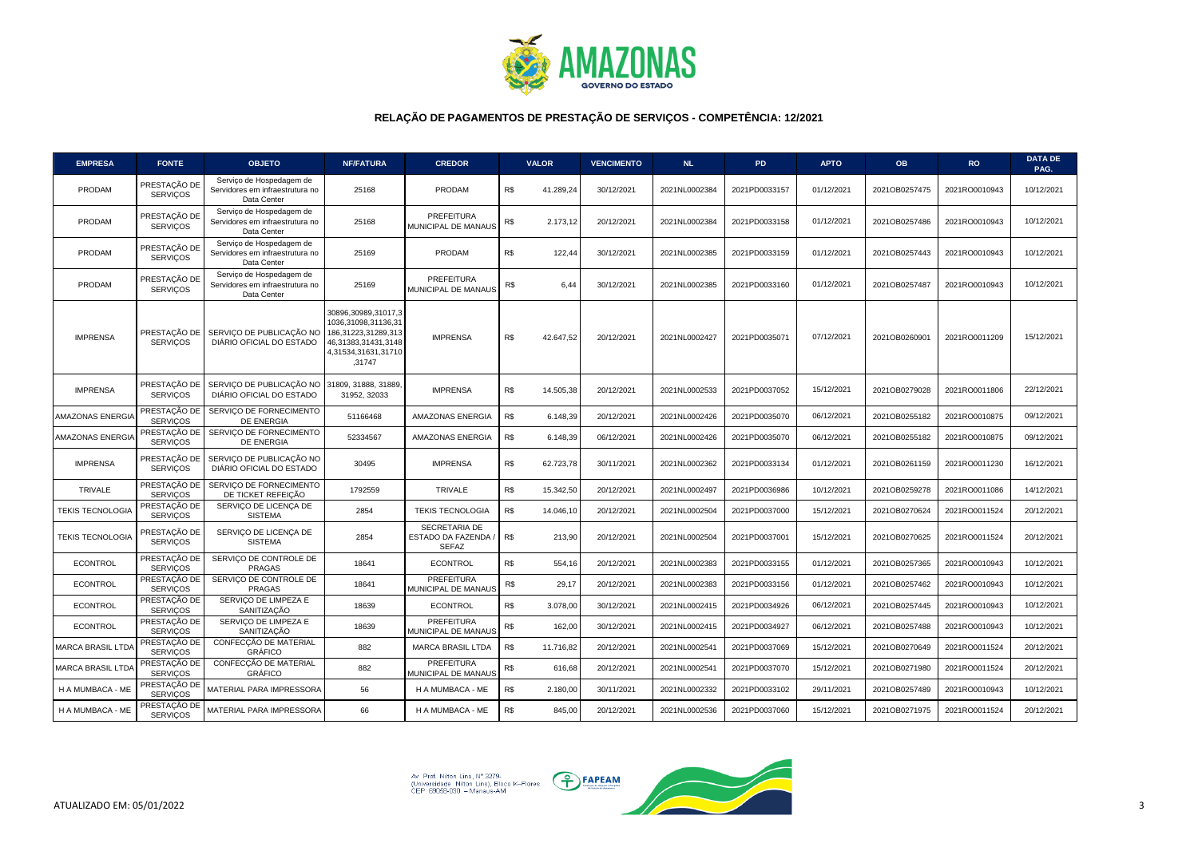# RELAÇÃO DE PAGAMENTOS DE PRESTAÇÃO DE SERVIÇOS - COMPETÊNCIA: 12/2021

| EMPRESA | FONTE | OBJETO | NF/FATURA | CREDOR | VALOR | VENCIMENTO | NL | PD | APTO | OB | RO | DATA DE PAG. |
|---|---|---|---|---|---|---|---|---|---|---|---|---|
| PRODAM | PRESTAÇÃO DE SERVIÇOS | Serviço de Hospedagem de Servidores em infraestrutura no Data Center | 25168 | PRODAM | R$ 41.289,24 | 30/12/2021 | 2021NL0002384 | 2021PD0033157 | 01/12/2021 | 2021OB0257475 | 2021RO0010943 | 10/12/2021 |
| PRODAM | PRESTAÇÃO DE SERVIÇOS | Serviço de Hospedagem de Servidores em infraestrutura no Data Center | 25168 | PREFEITURA MUNICIPAL DE MANAUS | R$ 2.173,12 | 20/12/2021 | 2021NL0002384 | 2021PD0033158 | 01/12/2021 | 2021OB0257486 | 2021RO0010943 | 10/12/2021 |
| PRODAM | PRESTAÇÃO DE SERVIÇOS | Serviço de Hospedagem de Servidores em infraestrutura no Data Center | 25169 | PRODAM | R$ 122,44 | 30/12/2021 | 2021NL0002385 | 2021PD0033159 | 01/12/2021 | 2021OB0257443 | 2021RO0010943 | 10/12/2021 |
| PRODAM | PRESTAÇÃO DE SERVIÇOS | Serviço de Hospedagem de Servidores em infraestrutura no Data Center | 25169 | PREFEITURA MUNICIPAL DE MANAUS | R$ 6,44 | 30/12/2021 | 2021NL0002385 | 2021PD0033160 | 01/12/2021 | 2021OB0257487 | 2021RO0010943 | 10/12/2021 |
| IMPRENSA | PRESTAÇÃO DE SERVIÇOS | SERVIÇO DE PUBLICAÇÃO NO DIÁRIO OFICIAL DO ESTADO | 30896,30989,31017,31036,31098,31136,31186,31223,31289,31346,31383,31431,31484,31534,31631,31710,31747 | IMPRENSA | R$ 42.647,52 | 20/12/2021 | 2021NL0002427 | 2021PD0035071 | 07/12/2021 | 2021OB0260901 | 2021RO0011209 | 15/12/2021 |
| IMPRENSA | PRESTAÇÃO DE SERVIÇOS | SERVIÇO DE PUBLICAÇÃO NO DIÁRIO OFICIAL DO ESTADO | 31809, 31888, 31889, 31952, 32033 | IMPRENSA | R$ 14.505,38 | 20/12/2021 | 2021NL0002533 | 2021PD0037052 | 15/12/2021 | 2021OB0279028 | 2021RO0011806 | 22/12/2021 |
| AMAZONAS ENERGIA | PRESTAÇÃO DE SERVIÇOS | SERVIÇO DE FORNECIMENTO DE ENERGIA | 51166468 | AMAZONAS ENERGIA | R$ 6.148,39 | 20/12/2021 | 2021NL0002426 | 2021PD0035070 | 06/12/2021 | 2021OB0255182 | 2021RO0010875 | 09/12/2021 |
| AMAZONAS ENERGIA | PRESTAÇÃO DE SERVIÇOS | SERVIÇO DE FORNECIMENTO DE ENERGIA | 52334567 | AMAZONAS ENERGIA | R$ 6.148,39 | 06/12/2021 | 2021NL0002426 | 2021PD0035070 | 06/12/2021 | 2021OB0255182 | 2021RO0010875 | 09/12/2021 |
| IMPRENSA | PRESTAÇÃO DE SERVIÇOS | SERVIÇO DE PUBLICAÇÃO NO DIÁRIO OFICIAL DO ESTADO | 30495 | IMPRENSA | R$ 62.723,78 | 30/11/2021 | 2021NL0002362 | 2021PD0033134 | 01/12/2021 | 2021OB0261159 | 2021RO0011230 | 16/12/2021 |
| TRIVALE | PRESTAÇÃO DE SERVIÇOS | SERVIÇO DE FORNECIMENTO DE TICKET REFEIÇÃO | 1792559 | TRIVALE | R$ 15.342,50 | 20/12/2021 | 2021NL0002497 | 2021PD0036986 | 10/12/2021 | 2021OB0259278 | 2021RO0011086 | 14/12/2021 |
| TEKIS TECNOLOGIA | PRESTAÇÃO DE SERVIÇOS | SERVIÇO DE LICENÇA DE SISTEMA | 2854 | TEKIS TECNOLOGIA | R$ 14.046,10 | 20/12/2021 | 2021NL0002504 | 2021PD0037000 | 15/12/2021 | 2021OB0270624 | 2021RO0011524 | 20/12/2021 |
| TEKIS TECNOLOGIA | PRESTAÇÃO DE SERVIÇOS | SERVIÇO DE LICENÇA DE SISTEMA | 2854 | SECRETARIA DE ESTADO DA FAZENDA / SEFAZ | R$ 213,90 | 20/12/2021 | 2021NL0002504 | 2021PD0037001 | 15/12/2021 | 2021OB0270625 | 2021RO0011524 | 20/12/2021 |
| ECONTROL | PRESTAÇÃO DE SERVIÇOS | SERVIÇO DE CONTROLE DE PRAGAS | 18641 | ECONTROL | R$ 554,16 | 20/12/2021 | 2021NL0002383 | 2021PD0033155 | 01/12/2021 | 2021OB0257365 | 2021RO0010943 | 10/12/2021 |
| ECONTROL | PRESTAÇÃO DE SERVIÇOS | SERVIÇO DE CONTROLE DE PRAGAS | 18641 | PREFEITURA MUNICIPAL DE MANAUS | R$ 29,17 | 20/12/2021 | 2021NL0002383 | 2021PD0033156 | 01/12/2021 | 2021OB0257462 | 2021RO0010943 | 10/12/2021 |
| ECONTROL | PRESTAÇÃO DE SERVIÇOS | SERVIÇO DE LIMPEZA E SANITIZAÇÃO | 18639 | ECONTROL | R$ 3.078,00 | 30/12/2021 | 2021NL0002415 | 2021PD0034926 | 06/12/2021 | 2021OB0257445 | 2021RO0010943 | 10/12/2021 |
| ECONTROL | PRESTAÇÃO DE SERVIÇOS | SERVIÇO DE LIMPEZA E SANITIZAÇÃO | 18639 | PREFEITURA MUNICIPAL DE MANAUS | R$ 162,00 | 30/12/2021 | 2021NL0002415 | 2021PD0034927 | 06/12/2021 | 2021OB0257488 | 2021RO0010943 | 10/12/2021 |
| MARCA BRASIL LTDA | PRESTAÇÃO DE SERVIÇOS | CONFECÇÃO DE MATERIAL GRÁFICO | 882 | MARCA BRASIL LTDA | R$ 11.716,82 | 20/12/2021 | 2021NL0002541 | 2021PD0037069 | 15/12/2021 | 2021OB0270649 | 2021RO0011524 | 20/12/2021 |
| MARCA BRASIL LTDA | PRESTAÇÃO DE SERVIÇOS | CONFECÇÃO DE MATERIAL GRÁFICO | 882 | PREFEITURA MUNICIPAL DE MANAUS | R$ 616,68 | 20/12/2021 | 2021NL0002541 | 2021PD0037070 | 15/12/2021 | 2021OB0271980 | 2021RO0011524 | 20/12/2021 |
| H A MUMBACA - ME | PRESTAÇÃO DE SERVIÇOS | MATERIAL PARA IMPRESSORA | 56 | H A MUMBACA - ME | R$ 2.180,00 | 30/11/2021 | 2021NL0002332 | 2021PD0033102 | 29/11/2021 | 2021OB0257489 | 2021RO0010943 | 10/12/2021 |
| H A MUMBACA - ME | PRESTAÇÃO DE SERVIÇOS | MATERIAL PARA IMPRESSORA | 66 | H A MUMBACA - ME | R$ 845,00 | 20/12/2021 | 2021NL0002536 | 2021PD0037060 | 15/12/2021 | 2021OB0271975 | 2021RO0011524 | 20/12/2021 |

ATUALIZADO EM: 05/01/2022

Av. Prof. Nilton Lins, Nº 3259- (Universidade Nilton Lins), Bloco K–Flores CEP: 69058-030 – Manaus-AM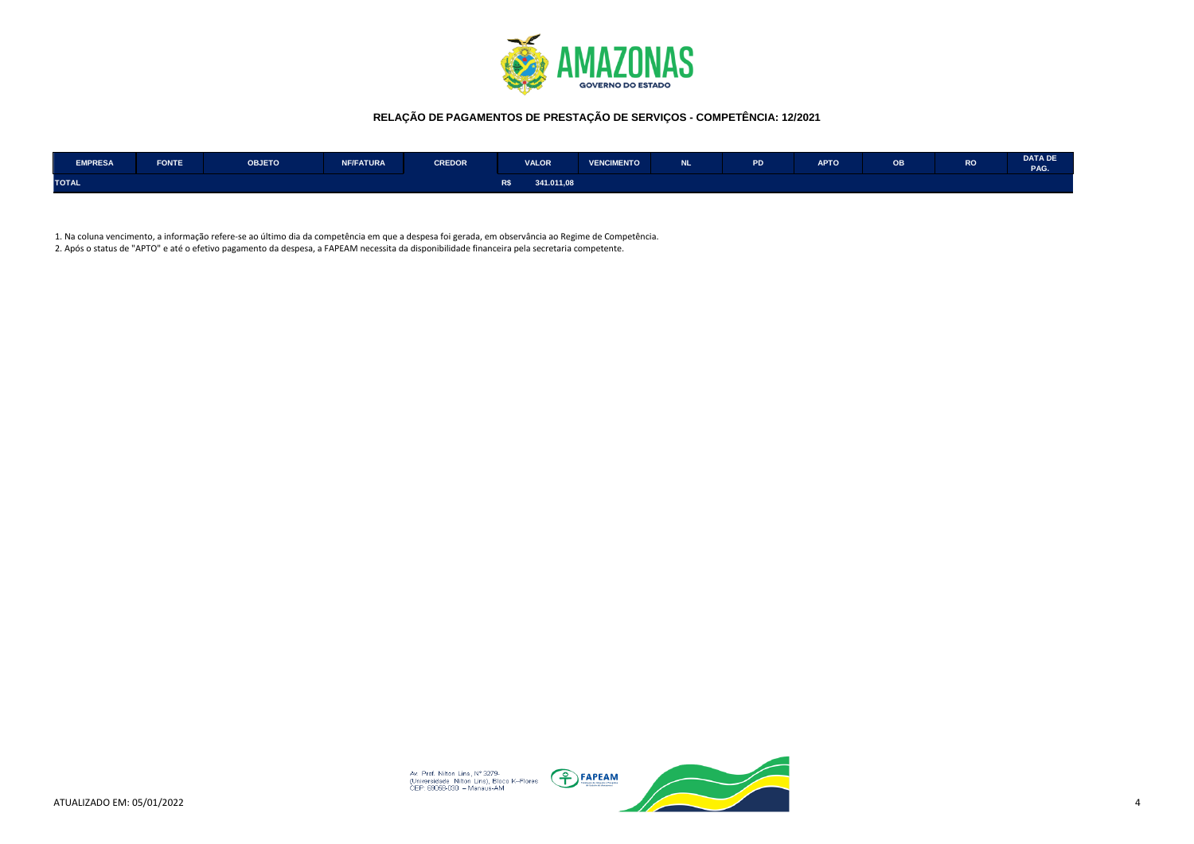## RELAÇÃO DE PAGAMENTOS DE PRESTAÇÃO DE SERVIÇOS - COMPETÊNCIA: 12/2021

| EMPRESA | FONTE | OBJETO | NF/FATURA | CREDOR | VALOR | VENCIMENTO | NL | PD | APTO | OB | RO | DATA DE PAG. |
|---|---|---|---|---|---|---|---|---|---|---|---|---|
| TOTAL | | | | | R$ 341.011,08 | | | | | | | |

1. Na coluna vencimento, a informação refere-se ao último dia da competência em que a despesa foi gerada, em observância ao Regime de Competência.
2. Após o status de "APTO" e até o efetivo pagamento da despesa, a FAPEAM necessita da disponibilidade financeira pela secretaria competente.

Av. Prof. Nilton Lins, Nº 3279-
(Universidade Nilton Lins), Bloco K–Flores
CEP: 69058-030 – Manaus-AM

ATUALIZADO EM: 05/01/2022